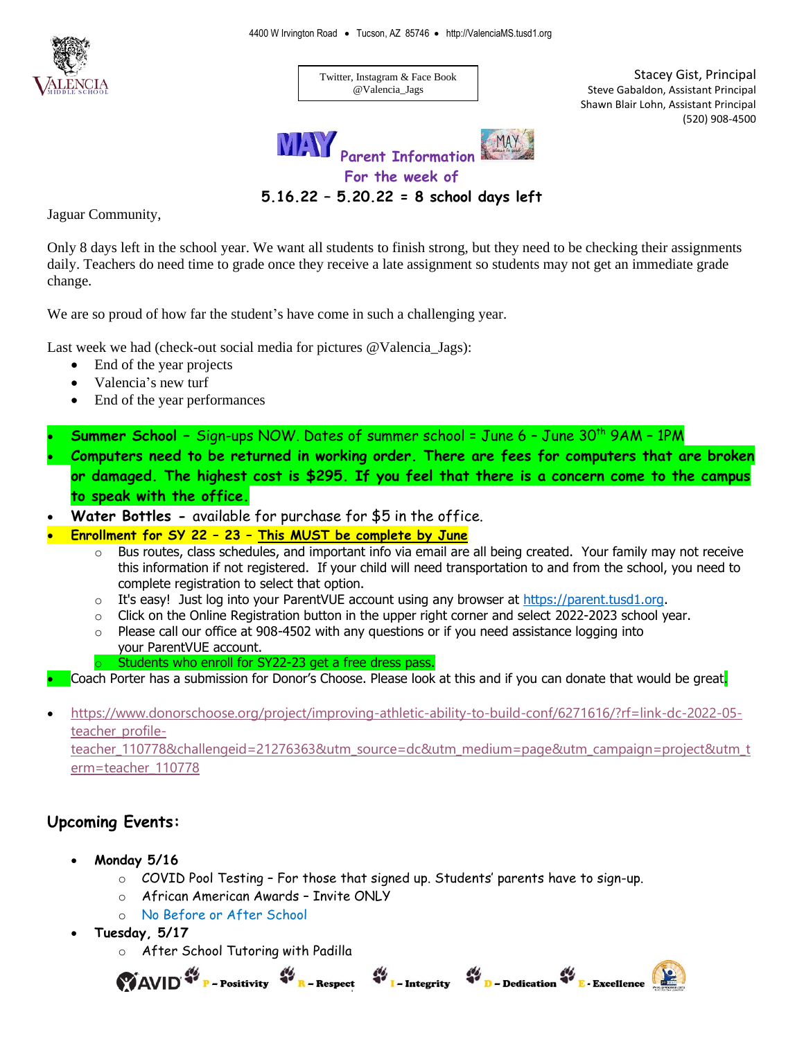4400 W Irvington Road • Tucson, AZ 85746 • http://ValenciaMS.tusd1.org

VALENCIA MIDDLE SCHOOL

Twitter, Instagram & Face Book
@Valencia_Jags

Stacey Gist, Principal
Steve Gabaldon, Assistant Principal
Shawn Blair Lohn, Assistant Principal
(520) 908-4500

## MAY Parent Information
## For the week of
## 5.16.22 – 5.20.22 = 8 school days left

Jaguar Community,

Only 8 days left in the school year. We want all students to finish strong, but they need to be checking their assignments daily. Teachers do need time to grade once they receive a late assignment so students may not get an immediate grade change.

We are so proud of how far the student's have come in such a challenging year.

Last week we had (check-out social media for pictures @Valencia_Jags):

- End of the year projects
- Valencia's new turf
- End of the year performances

- **Summer School** – Sign-ups NOW. Dates of summer school = June 6 – June 30th 9AM – 1PM
- **Computers need to be returned in working order. There are fees for computers that are broken or damaged. The highest cost is $295. If you feel that there is a concern come to the campus to speak with the office.**
- **Water Bottles -** available for purchase for $5 in the office.
- **Enrollment for SY 22 – 23 – This MUST be complete by June**
  - Bus routes, class schedules, and important info via email are all being created. Your family may not receive this information if not registered. If your child will need transportation to and from the school, you need to complete registration to select that option.
  - It's easy! Just log into your ParentVUE account using any browser at https://parent.tusd1.org.
  - Click on the Online Registration button in the upper right corner and select 2022-2023 school year.
  - Please call our office at 908-4502 with any questions or if you need assistance logging into your ParentVUE account.
  - Students who enroll for SY22-23 get a free dress pass.
- Coach Porter has a submission for Donor's Choose. Please look at this and if you can donate that would be great.

- https://www.donorschoose.org/project/improving-athletic-ability-to-build-conf/6271616/?rf=link-dc-2022-05-teacher_profile-teacher_110778&challengeid=21276363&utm_source=dc&utm_medium=page&utm_campaign=project&utm_term=teacher_110778

## Upcoming Events:

- **Monday 5/16**
  - COVID Pool Testing – For those that signed up. Students' parents have to sign-up.
  - African American Awards – Invite ONLY
  - No Before or After School
- **Tuesday, 5/17**
  - After School Tutoring with Padilla

AVID P – Positivity R – Respect I – Integrity D – Dedication E - Excellence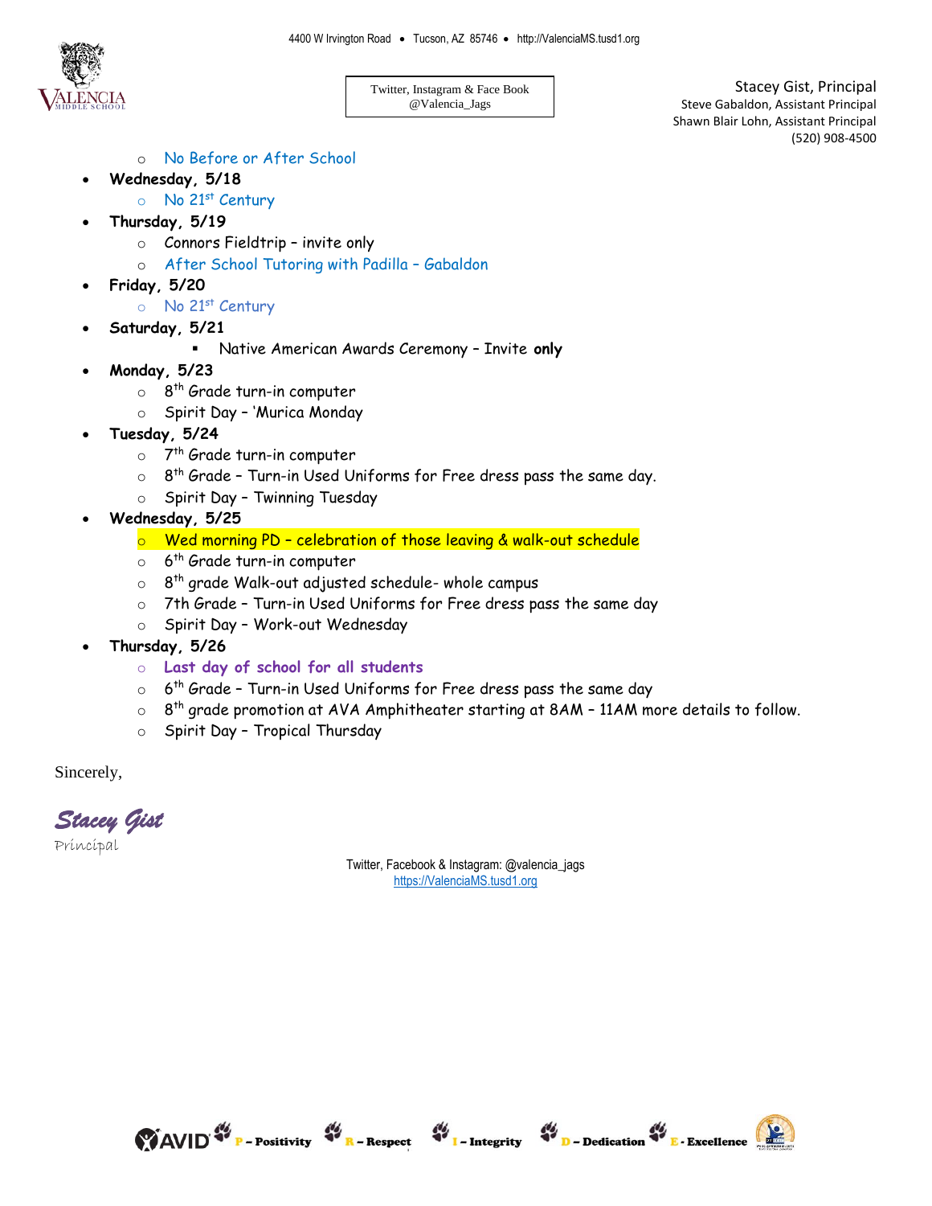4400 W Irvington Road • Tucson, AZ 85746 • http://ValenciaMS.tusd1.org

Twitter, Instagram & Face Book
@Valencia_Jags

Stacey Gist, Principal
Steve Gabaldon, Assistant Principal
Shawn Blair Lohn, Assistant Principal
(520) 908-4500

- No Before or After School
- **Wednesday, 5/18**
  - No 21st Century
- **Thursday, 5/19**
  - Connors Fieldtrip – invite only
  - After School Tutoring with Padilla – Gabaldon
- **Friday, 5/20**
  - No 21st Century
- **Saturday, 5/21**
  - Native American Awards Ceremony – Invite **only**
- **Monday, 5/23**
  - 8th Grade turn-in computer
  - Spirit Day – 'Murica Monday
- **Tuesday, 5/24**
  - 7th Grade turn-in computer
  - 8th Grade – Turn-in Used Uniforms for Free dress pass the same day.
  - Spirit Day – Twinning Tuesday
- **Wednesday, 5/25**
  - Wed morning PD – celebration of those leaving & walk-out schedule
  - 6th Grade turn-in computer
  - 8th grade Walk-out adjusted schedule- whole campus
  - 7th Grade – Turn-in Used Uniforms for Free dress pass the same day
  - Spirit Day – Work-out Wednesday
- **Thursday, 5/26**
  - **Last day of school for all students**
  - 6th Grade – Turn-in Used Uniforms for Free dress pass the same day
  - 8th grade promotion at AVA Amphitheater starting at 8AM – 11AM more details to follow.
  - Spirit Day – Tropical Thursday

Sincerely,

*Stacey Gist*
Principal

Twitter, Facebook & Instagram: @valencia_jags
https://ValenciaMS.tusd1.org

AVID P – Positivity R – Respect I – Integrity D – Dedication E - Excellence